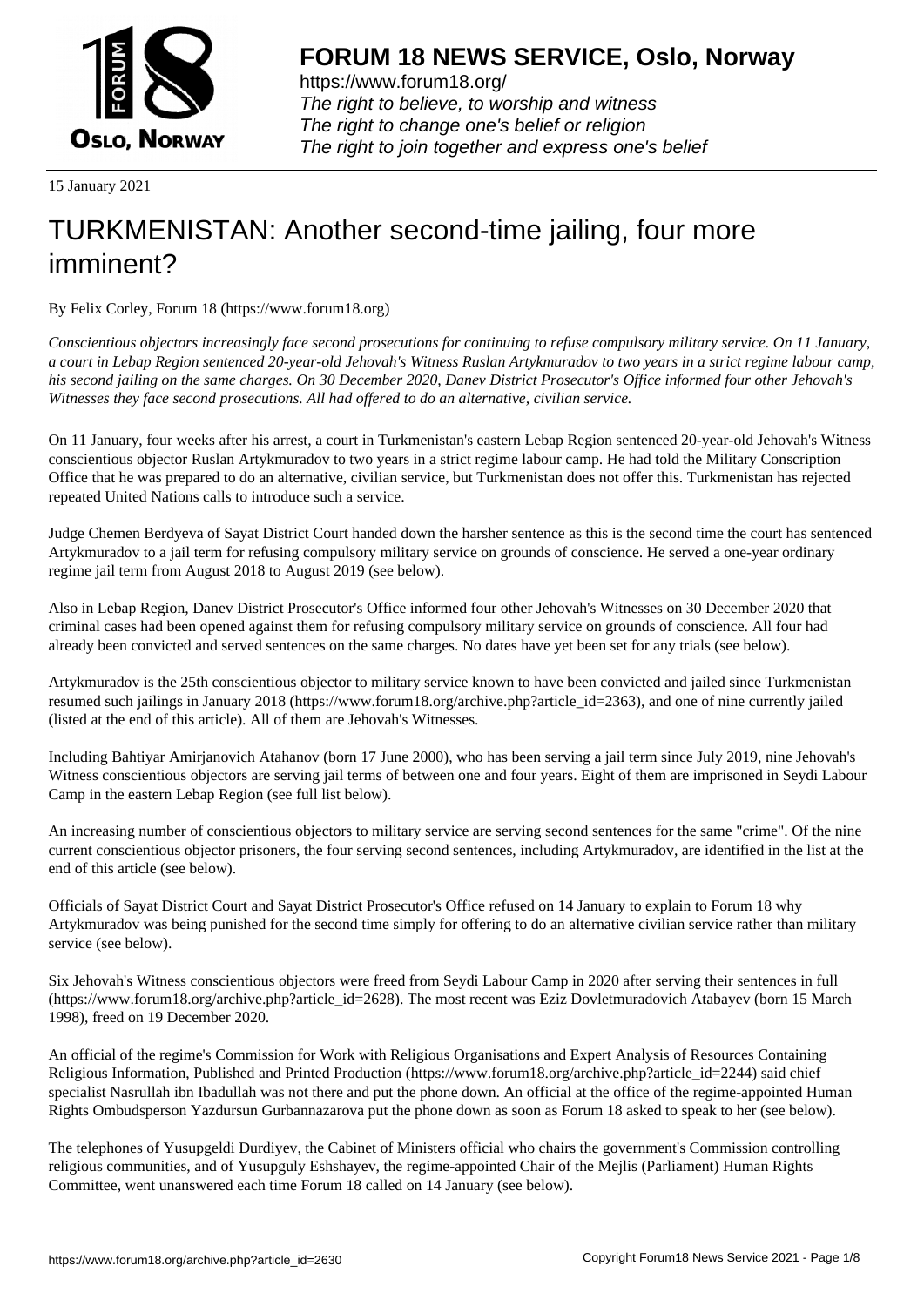# FORUM 18 NEWS SERVICE, Oslo, Norway

https://www.forum18.org/
*The right to believe, to worship and witness*
*The right to change one's belief or religion*
*The right to join together and express one's belief*

15 January 2021

# TURKMENISTAN: Another second-time jailing, four more imminent?

By Felix Corley, Forum 18 (https://www.forum18.org)

*Conscientious objectors increasingly face second prosecutions for continuing to refuse compulsory military service. On 11 January, a court in Lebap Region sentenced 20-year-old Jehovah's Witness Ruslan Artykmuradov to two years in a strict regime labour camp, his second jailing on the same charges. On 30 December 2020, Danev District Prosecutor's Office informed four other Jehovah's Witnesses they face second prosecutions. All had offered to do an alternative, civilian service.*

On 11 January, four weeks after his arrest, a court in Turkmenistan's eastern Lebap Region sentenced 20-year-old Jehovah's Witness conscientious objector Ruslan Artykmuradov to two years in a strict regime labour camp. He had told the Military Conscription Office that he was prepared to do an alternative, civilian service, but Turkmenistan does not offer this. Turkmenistan has rejected repeated United Nations calls to introduce such a service.

Judge Chemen Berdyeva of Sayat District Court handed down the harsher sentence as this is the second time the court has sentenced Artykmuradov to a jail term for refusing compulsory military service on grounds of conscience. He served a one-year ordinary regime jail term from August 2018 to August 2019 (see below).

Also in Lebap Region, Danev District Prosecutor's Office informed four other Jehovah's Witnesses on 30 December 2020 that criminal cases had been opened against them for refusing compulsory military service on grounds of conscience. All four had already been convicted and served sentences on the same charges. No dates have yet been set for any trials (see below).

Artykmuradov is the 25th conscientious objector to military service known to have been convicted and jailed since Turkmenistan resumed such jailings in January 2018 (https://www.forum18.org/archive.php?article_id=2363), and one of nine currently jailed (listed at the end of this article). All of them are Jehovah's Witnesses.

Including Bahtiyar Amirjanovich Atahanov (born 17 June 2000), who has been serving a jail term since July 2019, nine Jehovah's Witness conscientious objectors are serving jail terms of between one and four years. Eight of them are imprisoned in Seydi Labour Camp in the eastern Lebap Region (see full list below).

An increasing number of conscientious objectors to military service are serving second sentences for the same "crime". Of the nine current conscientious objector prisoners, the four serving second sentences, including Artykmuradov, are identified in the list at the end of this article (see below).

Officials of Sayat District Court and Sayat District Prosecutor's Office refused on 14 January to explain to Forum 18 why Artykmuradov was being punished for the second time simply for offering to do an alternative civilian service rather than military service (see below).

Six Jehovah's Witness conscientious objectors were freed from Seydi Labour Camp in 2020 after serving their sentences in full (https://www.forum18.org/archive.php?article_id=2628). The most recent was Eziz Dovletmuradovich Atabayev (born 15 March 1998), freed on 19 December 2020.

An official of the regime's Commission for Work with Religious Organisations and Expert Analysis of Resources Containing Religious Information, Published and Printed Production (https://www.forum18.org/archive.php?article_id=2244) said chief specialist Nasrullah ibn Ibadullah was not there and put the phone down. An official at the office of the regime-appointed Human Rights Ombudsperson Yazdursun Gurbannazarova put the phone down as soon as Forum 18 asked to speak to her (see below).

The telephones of Yusupgeldi Durdiyev, the Cabinet of Ministers official who chairs the government's Commission controlling religious communities, and of Yusupguly Eshshayev, the regime-appointed Chair of the Mejlis (Parliament) Human Rights Committee, went unanswered each time Forum 18 called on 14 January (see below).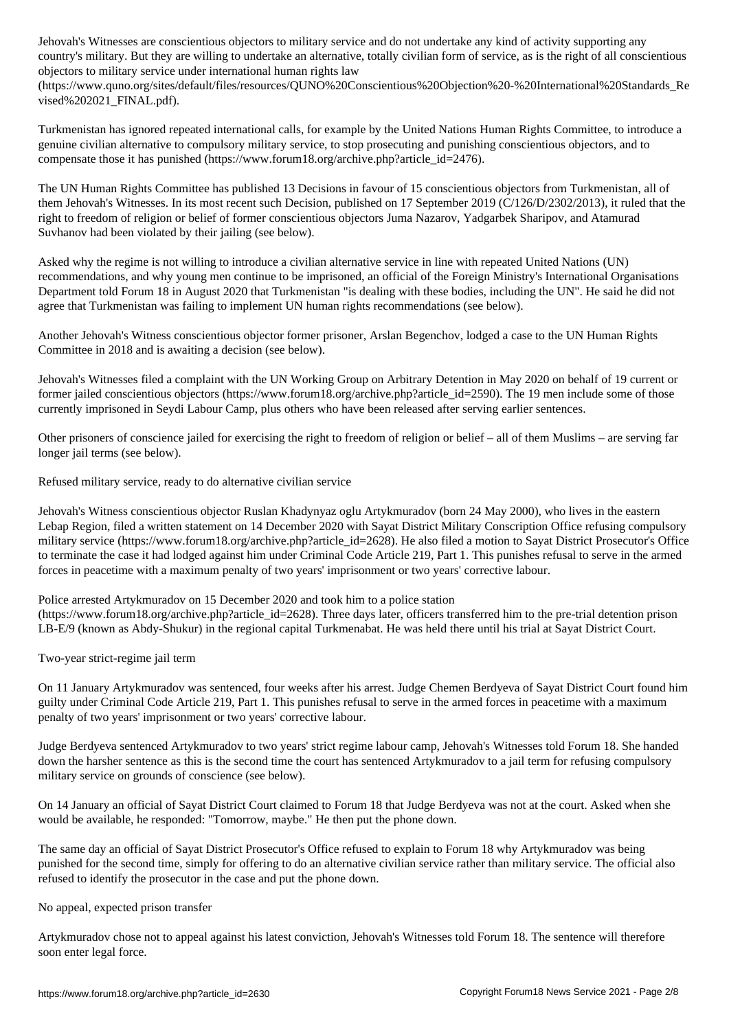Jehovah's Witnesses are conscientious objectors to military service and do not undertake any kind of activity supporting any country's military. But they are willing to undertake an alternative, totally civilian form of service, as is the right of all conscientious objectors to military service under international human rights law (https://www.quno.org/sites/default/files/resources/QUNO%20Conscientious%20Objection%20-%20International%20Standards_Revised%202021_FINAL.pdf).

Turkmenistan has ignored repeated international calls, for example by the United Nations Human Rights Committee, to introduce a genuine civilian alternative to compulsory military service, to stop prosecuting and punishing conscientious objectors, and to compensate those it has punished (https://www.forum18.org/archive.php?article_id=2476).

The UN Human Rights Committee has published 13 Decisions in favour of 15 conscientious objectors from Turkmenistan, all of them Jehovah's Witnesses. In its most recent such Decision, published on 17 September 2019 (C/126/D/2302/2013), it ruled that the right to freedom of religion or belief of former conscientious objectors Juma Nazarov, Yadgarbek Sharipov, and Atamurad Suvhanov had been violated by their jailing (see below).

Asked why the regime is not willing to introduce a civilian alternative service in line with repeated United Nations (UN) recommendations, and why young men continue to be imprisoned, an official of the Foreign Ministry's International Organisations Department told Forum 18 in August 2020 that Turkmenistan "is dealing with these bodies, including the UN". He said he did not agree that Turkmenistan was failing to implement UN human rights recommendations (see below).

Another Jehovah's Witness conscientious objector former prisoner, Arslan Begenchov, lodged a case to the UN Human Rights Committee in 2018 and is awaiting a decision (see below).

Jehovah's Witnesses filed a complaint with the UN Working Group on Arbitrary Detention in May 2020 on behalf of 19 current or former jailed conscientious objectors (https://www.forum18.org/archive.php?article_id=2590). The 19 men include some of those currently imprisoned in Seydi Labour Camp, plus others who have been released after serving earlier sentences.

Other prisoners of conscience jailed for exercising the right to freedom of religion or belief – all of them Muslims – are serving far longer jail terms (see below).

## Refused military service, ready to do alternative civilian service

Jehovah's Witness conscientious objector Ruslan Khadynyaz oglu Artykmuradov (born 24 May 2000), who lives in the eastern Lebap Region, filed a written statement on 14 December 2020 with Sayat District Military Conscription Office refusing compulsory military service (https://www.forum18.org/archive.php?article_id=2628). He also filed a motion to Sayat District Prosecutor's Office to terminate the case it had lodged against him under Criminal Code Article 219, Part 1. This punishes refusal to serve in the armed forces in peacetime with a maximum penalty of two years' imprisonment or two years' corrective labour.

Police arrested Artykmuradov on 15 December 2020 and took him to a police station (https://www.forum18.org/archive.php?article_id=2628). Three days later, officers transferred him to the pre-trial detention prison LB-E/9 (known as Abdy-Shukur) in the regional capital Turkmenabat. He was held there until his trial at Sayat District Court.

## Two-year strict-regime jail term

On 11 January Artykmuradov was sentenced, four weeks after his arrest. Judge Chemen Berdyeva of Sayat District Court found him guilty under Criminal Code Article 219, Part 1. This punishes refusal to serve in the armed forces in peacetime with a maximum penalty of two years' imprisonment or two years' corrective labour.

Judge Berdyeva sentenced Artykmuradov to two years' strict regime labour camp, Jehovah's Witnesses told Forum 18. She handed down the harsher sentence as this is the second time the court has sentenced Artykmuradov to a jail term for refusing compulsory military service on grounds of conscience (see below).

On 14 January an official of Sayat District Court claimed to Forum 18 that Judge Berdyeva was not at the court. Asked when she would be available, he responded: "Tomorrow, maybe." He then put the phone down.

The same day an official of Sayat District Prosecutor's Office refused to explain to Forum 18 why Artykmuradov was being punished for the second time, simply for offering to do an alternative civilian service rather than military service. The official also refused to identify the prosecutor in the case and put the phone down.

## No appeal, expected prison transfer

Artykmuradov chose not to appeal against his latest conviction, Jehovah's Witnesses told Forum 18. The sentence will therefore soon enter legal force.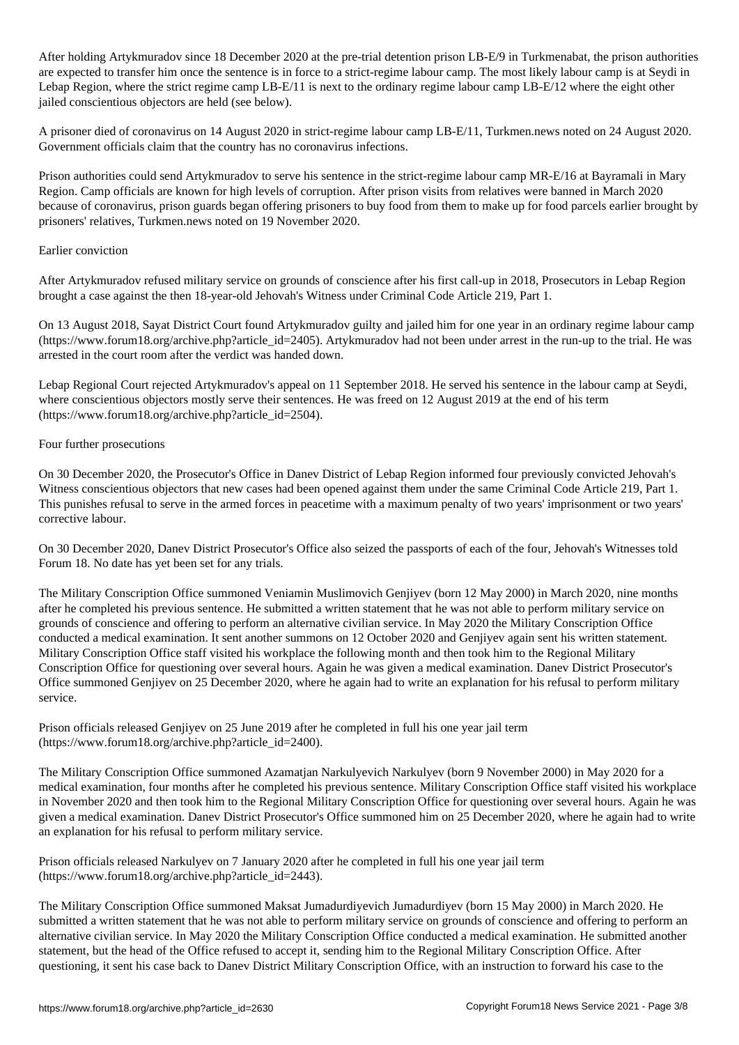After holding Artykmuradov since 18 December 2020 at the pre-trial detention prison LB-E/9 in Turkmenabat, the prison authorities are expected to transfer him once the sentence is in force to a strict-regime labour camp. The most likely labour camp is at Seydi in Lebap Region, where the strict regime camp LB-E/11 is next to the ordinary regime labour camp LB-E/12 where the eight other jailed conscientious objectors are held (see below).

A prisoner died of coronavirus on 14 August 2020 in strict-regime labour camp LB-E/11, Turkmen.news noted on 24 August 2020. Government officials claim that the country has no coronavirus infections.

Prison authorities could send Artykmuradov to serve his sentence in the strict-regime labour camp MR-E/16 at Bayramali in Mary Region. Camp officials are known for high levels of corruption. After prison visits from relatives were banned in March 2020 because of coronavirus, prison guards began offering prisoners to buy food from them to make up for food parcels earlier brought by prisoners' relatives, Turkmen.news noted on 19 November 2020.

## Earlier conviction

After Artykmuradov refused military service on grounds of conscience after his first call-up in 2018, Prosecutors in Lebap Region brought a case against the then 18-year-old Jehovah's Witness under Criminal Code Article 219, Part 1.

On 13 August 2018, Sayat District Court found Artykmuradov guilty and jailed him for one year in an ordinary regime labour camp (https://www.forum18.org/archive.php?article_id=2405). Artykmuradov had not been under arrest in the run-up to the trial. He was arrested in the court room after the verdict was handed down.

Lebap Regional Court rejected Artykmuradov's appeal on 11 September 2018. He served his sentence in the labour camp at Seydi, where conscientious objectors mostly serve their sentences. He was freed on 12 August 2019 at the end of his term (https://www.forum18.org/archive.php?article_id=2504).

## Four further prosecutions

On 30 December 2020, the Prosecutor's Office in Danev District of Lebap Region informed four previously convicted Jehovah's Witness conscientious objectors that new cases had been opened against them under the same Criminal Code Article 219, Part 1. This punishes refusal to serve in the armed forces in peacetime with a maximum penalty of two years' imprisonment or two years' corrective labour.

On 30 December 2020, Danev District Prosecutor's Office also seized the passports of each of the four, Jehovah's Witnesses told Forum 18. No date has yet been set for any trials.

The Military Conscription Office summoned Veniamin Muslimovich Genjiyev (born 12 May 2000) in March 2020, nine months after he completed his previous sentence. He submitted a written statement that he was not able to perform military service on grounds of conscience and offering to perform an alternative civilian service. In May 2020 the Military Conscription Office conducted a medical examination. It sent another summons on 12 October 2020 and Genjiyev again sent his written statement. Military Conscription Office staff visited his workplace the following month and then took him to the Regional Military Conscription Office for questioning over several hours. Again he was given a medical examination. Danev District Prosecutor's Office summoned Genjiyev on 25 December 2020, where he again had to write an explanation for his refusal to perform military service.

Prison officials released Genjiyev on 25 June 2019 after he completed in full his one year jail term (https://www.forum18.org/archive.php?article_id=2400).

The Military Conscription Office summoned Azamatjan Narkulyevich Narkulyev (born 9 November 2000) in May 2020 for a medical examination, four months after he completed his previous sentence. Military Conscription Office staff visited his workplace in November 2020 and then took him to the Regional Military Conscription Office for questioning over several hours. Again he was given a medical examination. Danev District Prosecutor's Office summoned him on 25 December 2020, where he again had to write an explanation for his refusal to perform military service.

Prison officials released Narkulyev on 7 January 2020 after he completed in full his one year jail term (https://www.forum18.org/archive.php?article_id=2443).

The Military Conscription Office summoned Maksat Jumadurdiyevich Jumadurdiyev (born 15 May 2000) in March 2020. He submitted a written statement that he was not able to perform military service on grounds of conscience and offering to perform an alternative civilian service. In May 2020 the Military Conscription Office conducted a medical examination. He submitted another statement, but the head of the Office refused to accept it, sending him to the Regional Military Conscription Office. After questioning, it sent his case back to Danev District Military Conscription Office, with an instruction to forward his case to the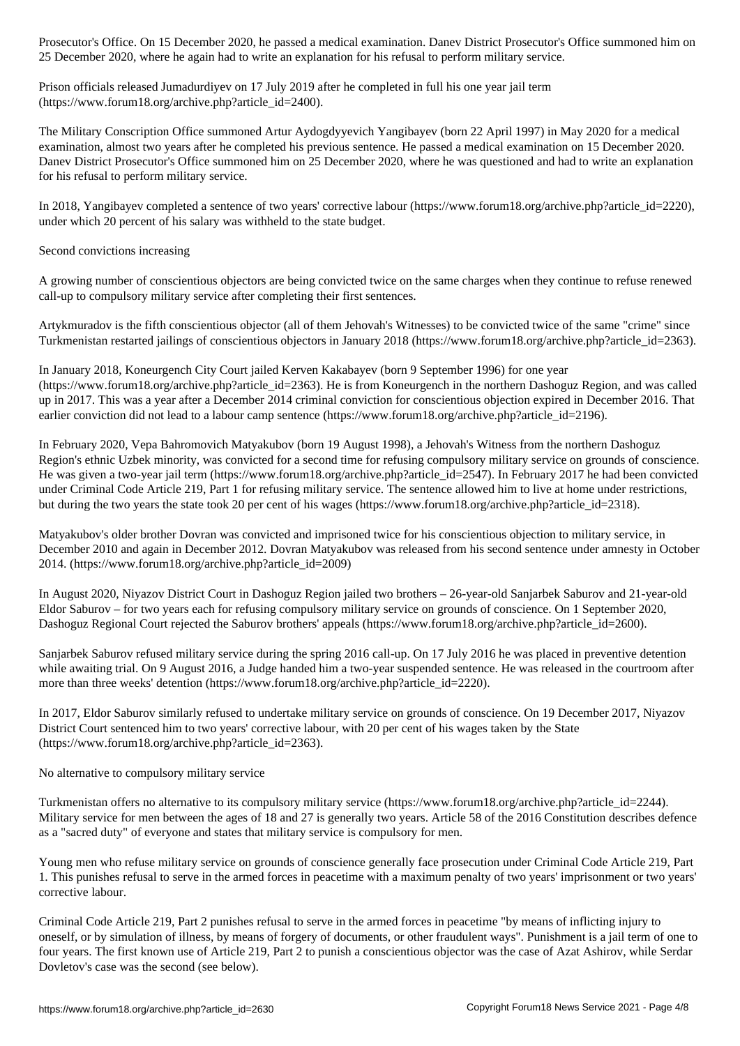Prosecutor's Office. On 15 December 2020, he passed a medical examination. Danev District Prosecutor's Office summoned him on 25 December 2020, where he again had to write an explanation for his refusal to perform military service.

Prison officials released Jumadurdiyev on 17 July 2019 after he completed in full his one year jail term (https://www.forum18.org/archive.php?article_id=2400).

The Military Conscription Office summoned Artur Aydogdyyevich Yangibayev (born 22 April 1997) in May 2020 for a medical examination, almost two years after he completed his previous sentence. He passed a medical examination on 15 December 2020. Danev District Prosecutor's Office summoned him on 25 December 2020, where he was questioned and had to write an explanation for his refusal to perform military service.

In 2018, Yangibayev completed a sentence of two years' corrective labour (https://www.forum18.org/archive.php?article_id=2220), under which 20 percent of his salary was withheld to the state budget.

## Second convictions increasing

A growing number of conscientious objectors are being convicted twice on the same charges when they continue to refuse renewed call-up to compulsory military service after completing their first sentences.

Artykmuradov is the fifth conscientious objector (all of them Jehovah's Witnesses) to be convicted twice of the same "crime" since Turkmenistan restarted jailings of conscientious objectors in January 2018 (https://www.forum18.org/archive.php?article_id=2363).

In January 2018, Koneurgench City Court jailed Kerven Kakabayev (born 9 September 1996) for one year (https://www.forum18.org/archive.php?article_id=2363). He is from Koneurgench in the northern Dashoguz Region, and was called up in 2017. This was a year after a December 2014 criminal conviction for conscientious objection expired in December 2016. That earlier conviction did not lead to a labour camp sentence (https://www.forum18.org/archive.php?article_id=2196).

In February 2020, Vepa Bahromovich Matyakubov (born 19 August 1998), a Jehovah's Witness from the northern Dashoguz Region's ethnic Uzbek minority, was convicted for a second time for refusing compulsory military service on grounds of conscience. He was given a two-year jail term (https://www.forum18.org/archive.php?article_id=2547). In February 2017 he had been convicted under Criminal Code Article 219, Part 1 for refusing military service. The sentence allowed him to live at home under restrictions, but during the two years the state took 20 per cent of his wages (https://www.forum18.org/archive.php?article_id=2318).

Matyakubov's older brother Dovran was convicted and imprisoned twice for his conscientious objection to military service, in December 2010 and again in December 2012. Dovran Matyakubov was released from his second sentence under amnesty in October 2014. (https://www.forum18.org/archive.php?article_id=2009)

In August 2020, Niyazov District Court in Dashoguz Region jailed two brothers – 26-year-old Sanjarbek Saburov and 21-year-old Eldor Saburov – for two years each for refusing compulsory military service on grounds of conscience. On 1 September 2020, Dashoguz Regional Court rejected the Saburov brothers' appeals (https://www.forum18.org/archive.php?article_id=2600).

Sanjarbek Saburov refused military service during the spring 2016 call-up. On 17 July 2016 he was placed in preventive detention while awaiting trial. On 9 August 2016, a Judge handed him a two-year suspended sentence. He was released in the courtroom after more than three weeks' detention (https://www.forum18.org/archive.php?article_id=2220).

In 2017, Eldor Saburov similarly refused to undertake military service on grounds of conscience. On 19 December 2017, Niyazov District Court sentenced him to two years' corrective labour, with 20 per cent of his wages taken by the State (https://www.forum18.org/archive.php?article_id=2363).

## No alternative to compulsory military service

Turkmenistan offers no alternative to its compulsory military service (https://www.forum18.org/archive.php?article_id=2244). Military service for men between the ages of 18 and 27 is generally two years. Article 58 of the 2016 Constitution describes defence as a "sacred duty" of everyone and states that military service is compulsory for men.

Young men who refuse military service on grounds of conscience generally face prosecution under Criminal Code Article 219, Part 1. This punishes refusal to serve in the armed forces in peacetime with a maximum penalty of two years' imprisonment or two years' corrective labour.

Criminal Code Article 219, Part 2 punishes refusal to serve in the armed forces in peacetime "by means of inflicting injury to oneself, or by simulation of illness, by means of forgery of documents, or other fraudulent ways". Punishment is a jail term of one to four years. The first known use of Article 219, Part 2 to punish a conscientious objector was the case of Azat Ashirov, while Serdar Dovletov's case was the second (see below).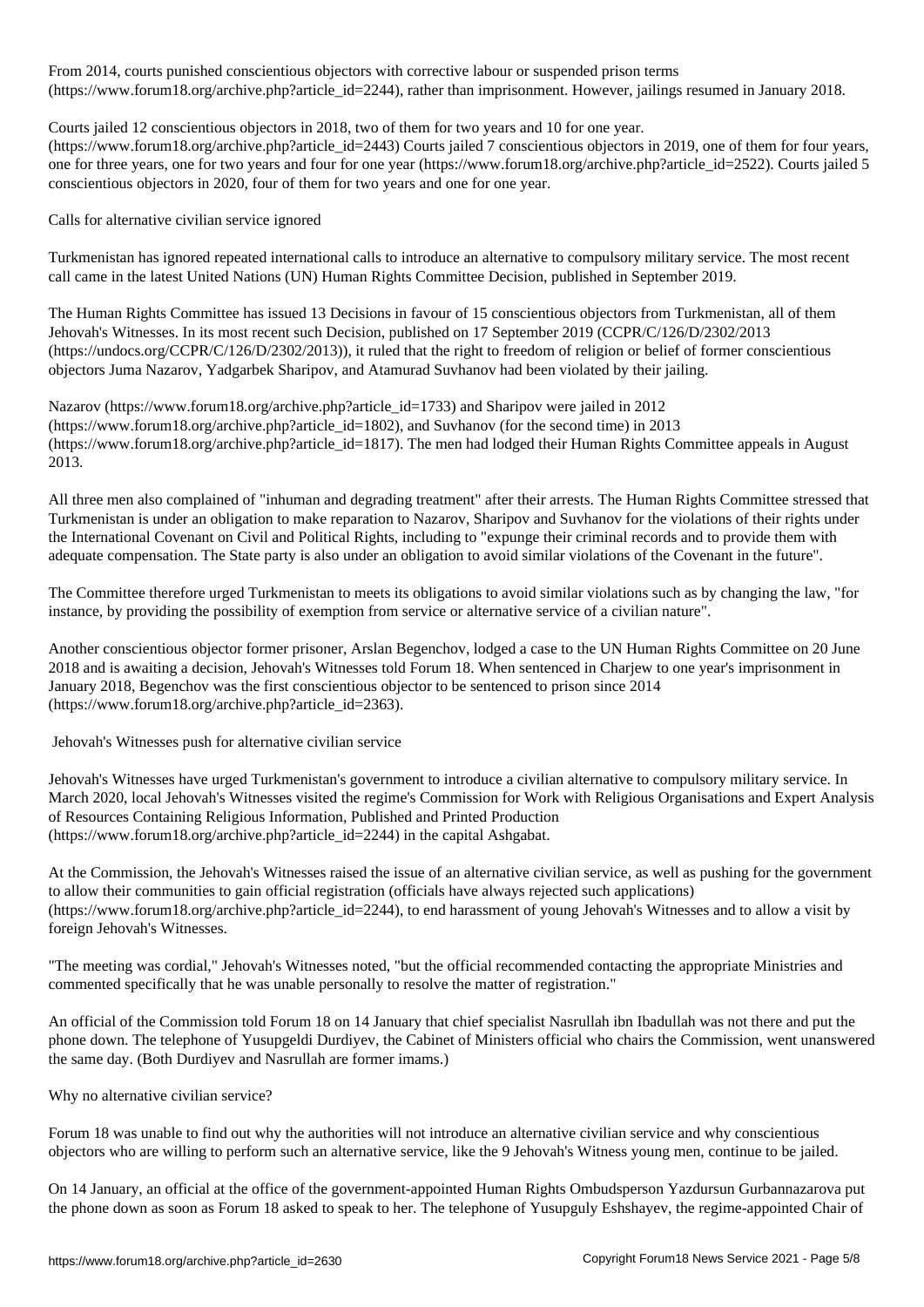From 2014, courts punished conscientious objectors with corrective labour or suspended prison terms (https://www.forum18.org/archive.php?article_id=2244), rather than imprisonment. However, jailings resumed in January 2018.

Courts jailed 12 conscientious objectors in 2018, two of them for two years and 10 for one year. (https://www.forum18.org/archive.php?article_id=2443) Courts jailed 7 conscientious objectors in 2019, one of them for four years, one for three years, one for two years and four for one year (https://www.forum18.org/archive.php?article_id=2522). Courts jailed 5 conscientious objectors in 2020, four of them for two years and one for one year.

## Calls for alternative civilian service ignored

Turkmenistan has ignored repeated international calls to introduce an alternative to compulsory military service. The most recent call came in the latest United Nations (UN) Human Rights Committee Decision, published in September 2019.

The Human Rights Committee has issued 13 Decisions in favour of 15 conscientious objectors from Turkmenistan, all of them Jehovah's Witnesses. In its most recent such Decision, published on 17 September 2019 (CCPR/C/126/D/2302/2013 (https://undocs.org/CCPR/C/126/D/2302/2013)), it ruled that the right to freedom of religion or belief of former conscientious objectors Juma Nazarov, Yadgarbek Sharipov, and Atamurad Suvhanov had been violated by their jailing.

Nazarov (https://www.forum18.org/archive.php?article_id=1733) and Sharipov were jailed in 2012 (https://www.forum18.org/archive.php?article_id=1802), and Suvhanov (for the second time) in 2013 (https://www.forum18.org/archive.php?article_id=1817). The men had lodged their Human Rights Committee appeals in August 2013.

All three men also complained of "inhuman and degrading treatment" after their arrests. The Human Rights Committee stressed that Turkmenistan is under an obligation to make reparation to Nazarov, Sharipov and Suvhanov for the violations of their rights under the International Covenant on Civil and Political Rights, including to "expunge their criminal records and to provide them with adequate compensation. The State party is also under an obligation to avoid similar violations of the Covenant in the future".

The Committee therefore urged Turkmenistan to meets its obligations to avoid similar violations such as by changing the law, "for instance, by providing the possibility of exemption from service or alternative service of a civilian nature".

Another conscientious objector former prisoner, Arslan Begenchov, lodged a case to the UN Human Rights Committee on 20 June 2018 and is awaiting a decision, Jehovah's Witnesses told Forum 18. When sentenced in Charjew to one year's imprisonment in January 2018, Begenchov was the first conscientious objector to be sentenced to prison since 2014 (https://www.forum18.org/archive.php?article_id=2363).

## Jehovah's Witnesses push for alternative civilian service

Jehovah's Witnesses have urged Turkmenistan's government to introduce a civilian alternative to compulsory military service. In March 2020, local Jehovah's Witnesses visited the regime's Commission for Work with Religious Organisations and Expert Analysis of Resources Containing Religious Information, Published and Printed Production (https://www.forum18.org/archive.php?article_id=2244) in the capital Ashgabat.

At the Commission, the Jehovah's Witnesses raised the issue of an alternative civilian service, as well as pushing for the government to allow their communities to gain official registration (officials have always rejected such applications) (https://www.forum18.org/archive.php?article_id=2244), to end harassment of young Jehovah's Witnesses and to allow a visit by foreign Jehovah's Witnesses.

"The meeting was cordial," Jehovah's Witnesses noted, "but the official recommended contacting the appropriate Ministries and commented specifically that he was unable personally to resolve the matter of registration."

An official of the Commission told Forum 18 on 14 January that chief specialist Nasrullah ibn Ibadullah was not there and put the phone down. The telephone of Yusupgeldi Durdiyev, the Cabinet of Ministers official who chairs the Commission, went unanswered the same day. (Both Durdiyev and Nasrullah are former imams.)

## Why no alternative civilian service?

Forum 18 was unable to find out why the authorities will not introduce an alternative civilian service and why conscientious objectors who are willing to perform such an alternative service, like the 9 Jehovah's Witness young men, continue to be jailed.

On 14 January, an official at the office of the government-appointed Human Rights Ombudsperson Yazdursun Gurbannazarova put the phone down as soon as Forum 18 asked to speak to her. The telephone of Yusupguly Eshshayev, the regime-appointed Chair of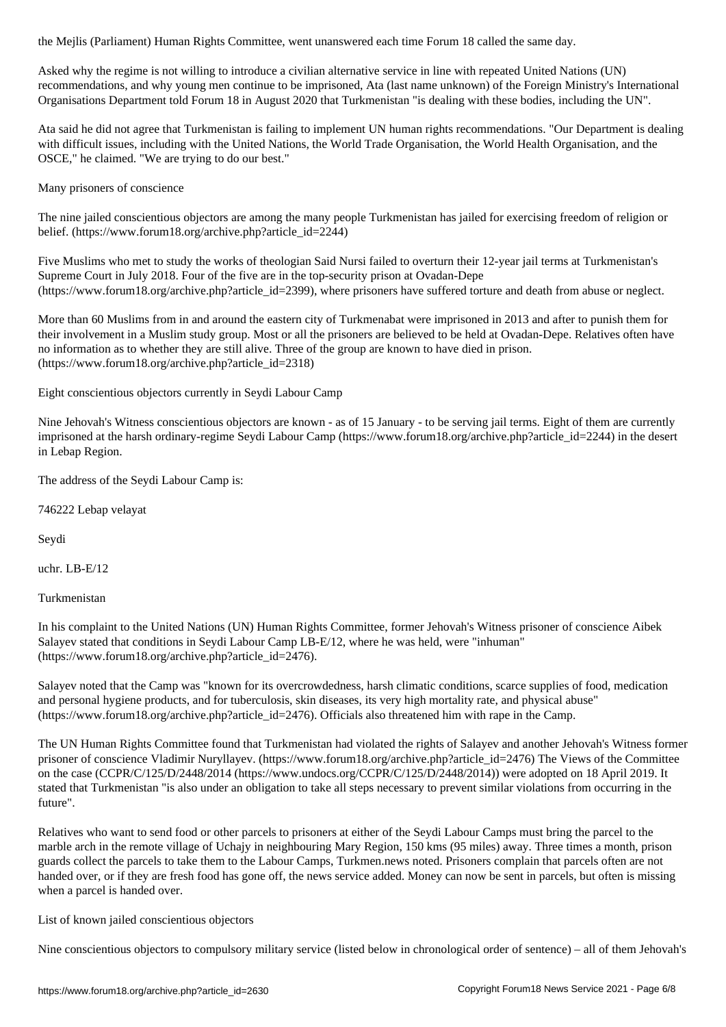the Mejlis (Parliament) Human Rights Committee, went unanswered each time Forum 18 called the same day.

Asked why the regime is not willing to introduce a civilian alternative service in line with repeated United Nations (UN) recommendations, and why young men continue to be imprisoned, Ata (last name unknown) of the Foreign Ministry's International Organisations Department told Forum 18 in August 2020 that Turkmenistan "is dealing with these bodies, including the UN".

Ata said he did not agree that Turkmenistan is failing to implement UN human rights recommendations. "Our Department is dealing with difficult issues, including with the United Nations, the World Trade Organisation, the World Health Organisation, and the OSCE," he claimed. "We are trying to do our best."

## Many prisoners of conscience

The nine jailed conscientious objectors are among the many people Turkmenistan has jailed for exercising freedom of religion or belief. (https://www.forum18.org/archive.php?article_id=2244)

Five Muslims who met to study the works of theologian Said Nursi failed to overturn their 12-year jail terms at Turkmenistan's Supreme Court in July 2018. Four of the five are in the top-security prison at Ovadan-Depe (https://www.forum18.org/archive.php?article_id=2399), where prisoners have suffered torture and death from abuse or neglect.

More than 60 Muslims from in and around the eastern city of Turkmenabat were imprisoned in 2013 and after to punish them for their involvement in a Muslim study group. Most or all the prisoners are believed to be held at Ovadan-Depe. Relatives often have no information as to whether they are still alive. Three of the group are known to have died in prison. (https://www.forum18.org/archive.php?article_id=2318)

## Eight conscientious objectors currently in Seydi Labour Camp

Nine Jehovah's Witness conscientious objectors are known - as of 15 January - to be serving jail terms. Eight of them are currently imprisoned at the harsh ordinary-regime Seydi Labour Camp (https://www.forum18.org/archive.php?article_id=2244) in the desert in Lebap Region.

The address of the Seydi Labour Camp is:

746222 Lebap velayat

Seydi

uchr. LB-E/12

Turkmenistan

In his complaint to the United Nations (UN) Human Rights Committee, former Jehovah's Witness prisoner of conscience Aibek Salayev stated that conditions in Seydi Labour Camp LB-E/12, where he was held, were "inhuman" (https://www.forum18.org/archive.php?article_id=2476).

Salayev noted that the Camp was "known for its overcrowdedness, harsh climatic conditions, scarce supplies of food, medication and personal hygiene products, and for tuberculosis, skin diseases, its very high mortality rate, and physical abuse" (https://www.forum18.org/archive.php?article_id=2476). Officials also threatened him with rape in the Camp.

The UN Human Rights Committee found that Turkmenistan had violated the rights of Salayev and another Jehovah's Witness former prisoner of conscience Vladimir Nuryllayev. (https://www.forum18.org/archive.php?article_id=2476) The Views of the Committee on the case (CCPR/C/125/D/2448/2014 (https://www.undocs.org/CCPR/C/125/D/2448/2014)) were adopted on 18 April 2019. It stated that Turkmenistan "is also under an obligation to take all steps necessary to prevent similar violations from occurring in the future".

Relatives who want to send food or other parcels to prisoners at either of the Seydi Labour Camps must bring the parcel to the marble arch in the remote village of Uchajy in neighbouring Mary Region, 150 kms (95 miles) away. Three times a month, prison guards collect the parcels to take them to the Labour Camps, Turkmen.news noted. Prisoners complain that parcels often are not handed over, or if they are fresh food has gone off, the news service added. Money can now be sent in parcels, but often is missing when a parcel is handed over.

## List of known jailed conscientious objectors

Nine conscientious objectors to compulsory military service (listed below in chronological order of sentence) – all of them Jehovah's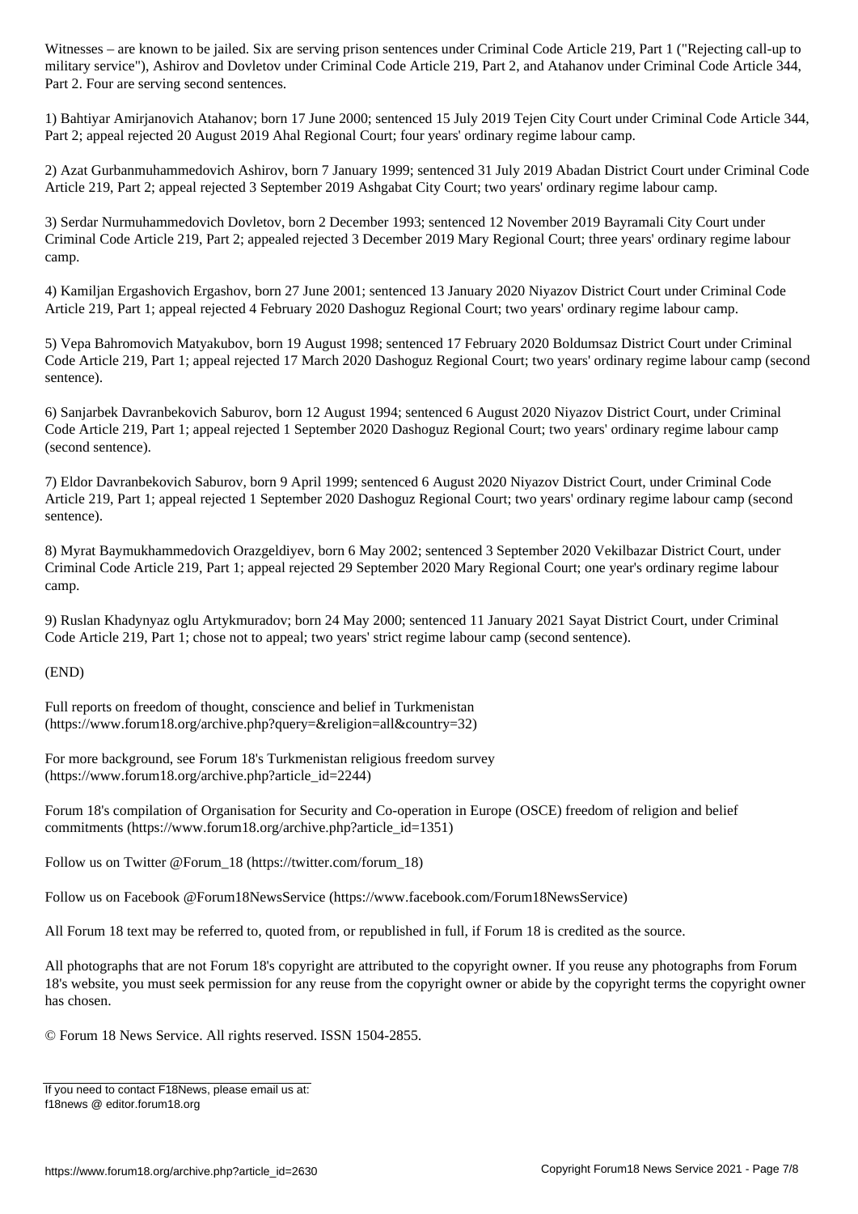Witnesses – are known to be jailed. Six are serving prison sentences under Criminal Code Article 219, Part 1 ("Rejecting call-up to military service"), Ashirov and Dovletov under Criminal Code Article 219, Part 2, and Atahanov under Criminal Code Article 344, Part 2. Four are serving second sentences.

1) Bahtiyar Amirjanovich Atahanov; born 17 June 2000; sentenced 15 July 2019 Tejen City Court under Criminal Code Article 344, Part 2; appeal rejected 20 August 2019 Ahal Regional Court; four years' ordinary regime labour camp.

2) Azat Gurbanmuhammedovich Ashirov, born 7 January 1999; sentenced 31 July 2019 Abadan District Court under Criminal Code Article 219, Part 2; appeal rejected 3 September 2019 Ashgabat City Court; two years' ordinary regime labour camp.

3) Serdar Nurmuhammedovich Dovletov, born 2 December 1993; sentenced 12 November 2019 Bayramali City Court under Criminal Code Article 219, Part 2; appealed rejected 3 December 2019 Mary Regional Court; three years' ordinary regime labour camp.

4) Kamiljan Ergashovich Ergashov, born 27 June 2001; sentenced 13 January 2020 Niyazov District Court under Criminal Code Article 219, Part 1; appeal rejected 4 February 2020 Dashoguz Regional Court; two years' ordinary regime labour camp.

5) Vepa Bahromovich Matyakubov, born 19 August 1998; sentenced 17 February 2020 Boldumsaz District Court under Criminal Code Article 219, Part 1; appeal rejected 17 March 2020 Dashoguz Regional Court; two years' ordinary regime labour camp (second sentence).

6) Sanjarbek Davranbekovich Saburov, born 12 August 1994; sentenced 6 August 2020 Niyazov District Court, under Criminal Code Article 219, Part 1; appeal rejected 1 September 2020 Dashoguz Regional Court; two years' ordinary regime labour camp (second sentence).

7) Eldor Davranbekovich Saburov, born 9 April 1999; sentenced 6 August 2020 Niyazov District Court, under Criminal Code Article 219, Part 1; appeal rejected 1 September 2020 Dashoguz Regional Court; two years' ordinary regime labour camp (second sentence).

8) Myrat Baymukhammedovich Orazgeldiyev, born 6 May 2002; sentenced 3 September 2020 Vekilbazar District Court, under Criminal Code Article 219, Part 1; appeal rejected 29 September 2020 Mary Regional Court; one year's ordinary regime labour camp.

9) Ruslan Khadynyaz oglu Artykmuradov; born 24 May 2000; sentenced 11 January 2021 Sayat District Court, under Criminal Code Article 219, Part 1; chose not to appeal; two years' strict regime labour camp (second sentence).

(END)

Full reports on freedom of thought, conscience and belief in Turkmenistan (https://www.forum18.org/archive.php?query=&religion=all&country=32)

For more background, see Forum 18's Turkmenistan religious freedom survey (https://www.forum18.org/archive.php?article_id=2244)

Forum 18's compilation of Organisation for Security and Co-operation in Europe (OSCE) freedom of religion and belief commitments (https://www.forum18.org/archive.php?article_id=1351)

Follow us on Twitter @Forum_18 (https://twitter.com/forum_18)

Follow us on Facebook @Forum18NewsService (https://www.facebook.com/Forum18NewsService)

All Forum 18 text may be referred to, quoted from, or republished in full, if Forum 18 is credited as the source.

All photographs that are not Forum 18's copyright are attributed to the copyright owner. If you reuse any photographs from Forum 18's website, you must seek permission for any reuse from the copyright owner or abide by the copyright terms the copyright owner has chosen.

© Forum 18 News Service. All rights reserved. ISSN 1504-2855.

If you need to contact F18News, please email us at:
f18news @ editor.forum18.org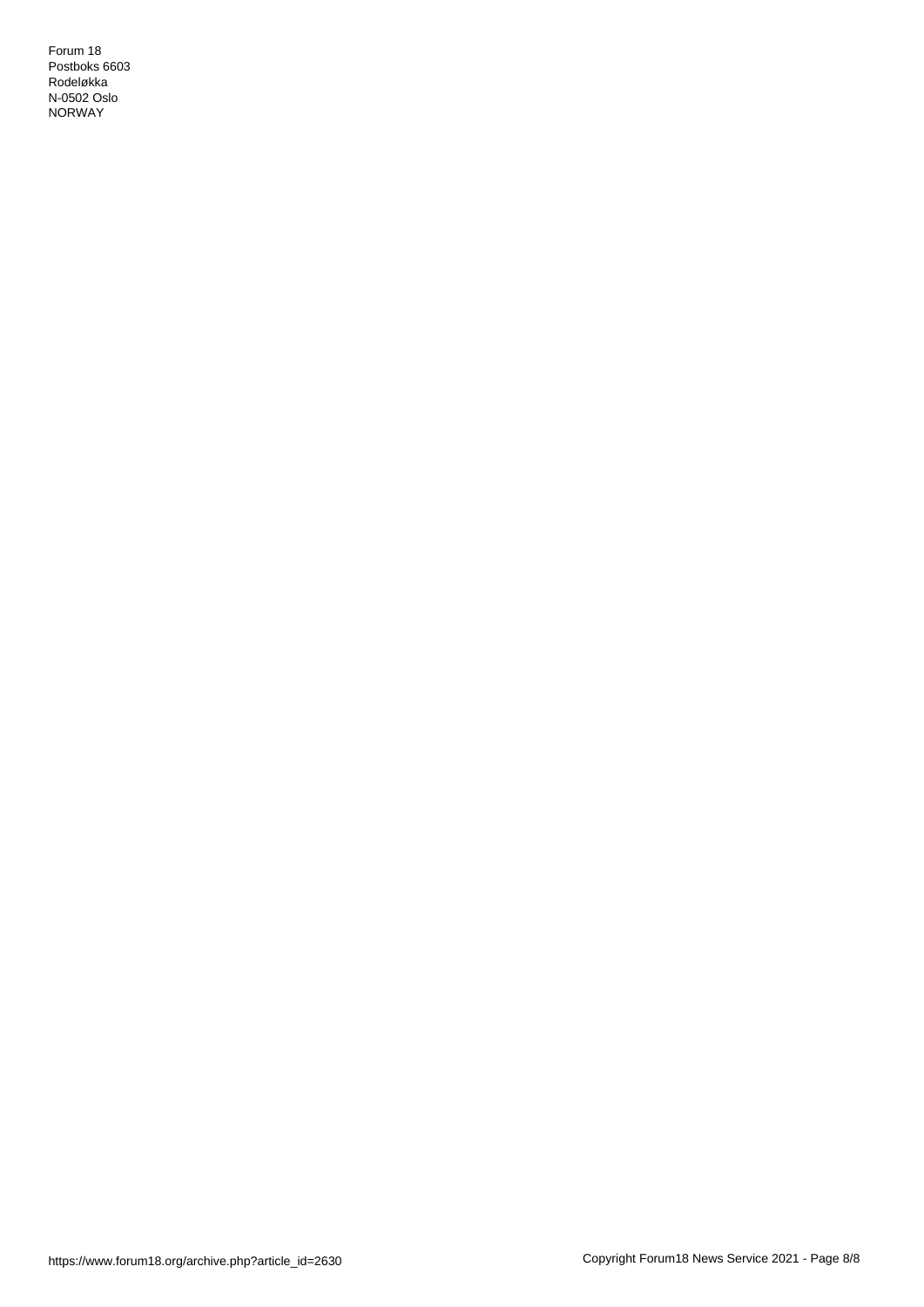Forum 18
Postboks 6603
Rodeløkka
N-0502 Oslo
NORWAY